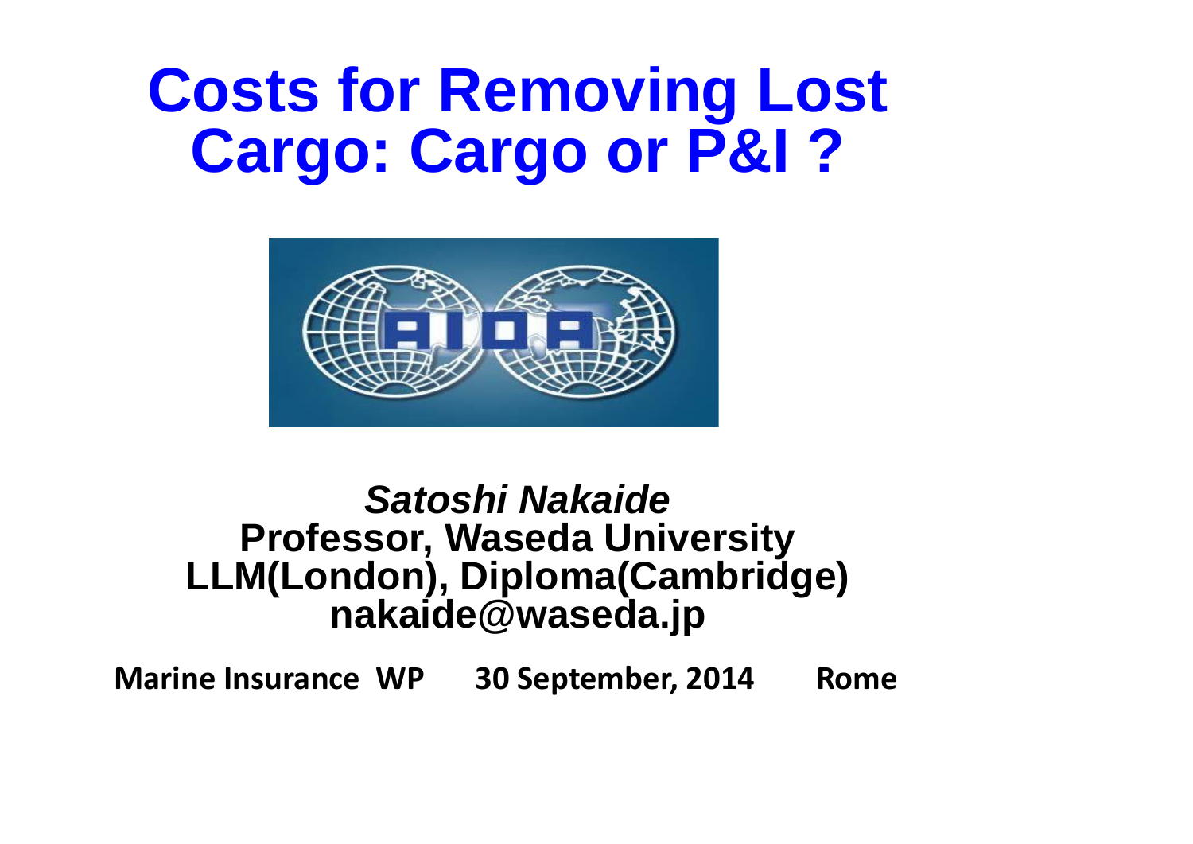# Costs for Removing Lost Cargo: Cargo or P&I ?

***Satoshi Nakaide***

**Professor, Waseda University**

**LLM(London), Diploma(Cambridge)**

**nakaide@waseda.jp**

**Marine Insurance WP 30 September, 2014 Rome**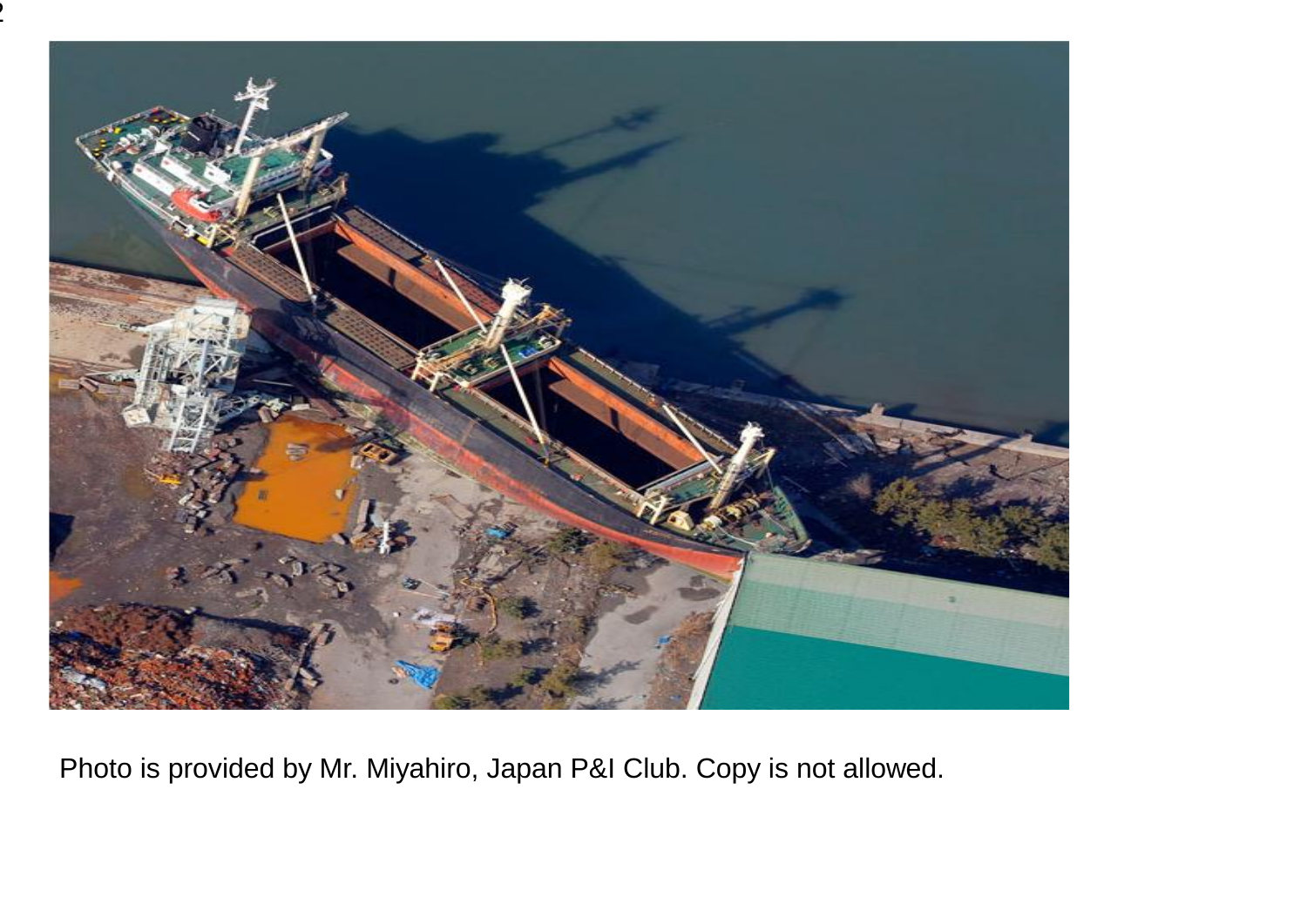Photo is provided by Mr. Miyahiro, Japan P&I Club. Copy is not allowed.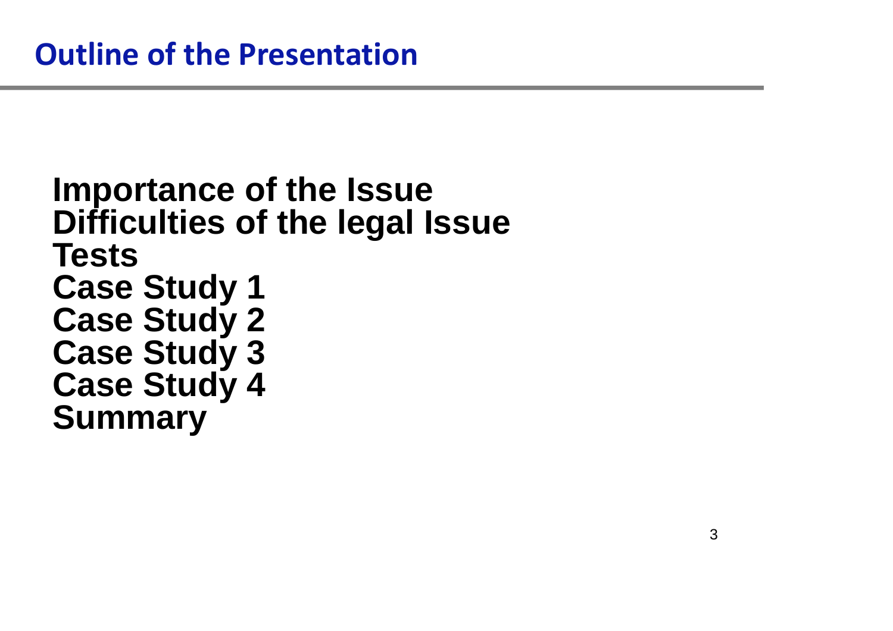# Outline of the Presentation

**Importance of the Issue**
**Difficulties of the legal Issue**
**Tests**
**Case Study 1**
**Case Study 2**
**Case Study 3**
**Case Study 4**
**Summary**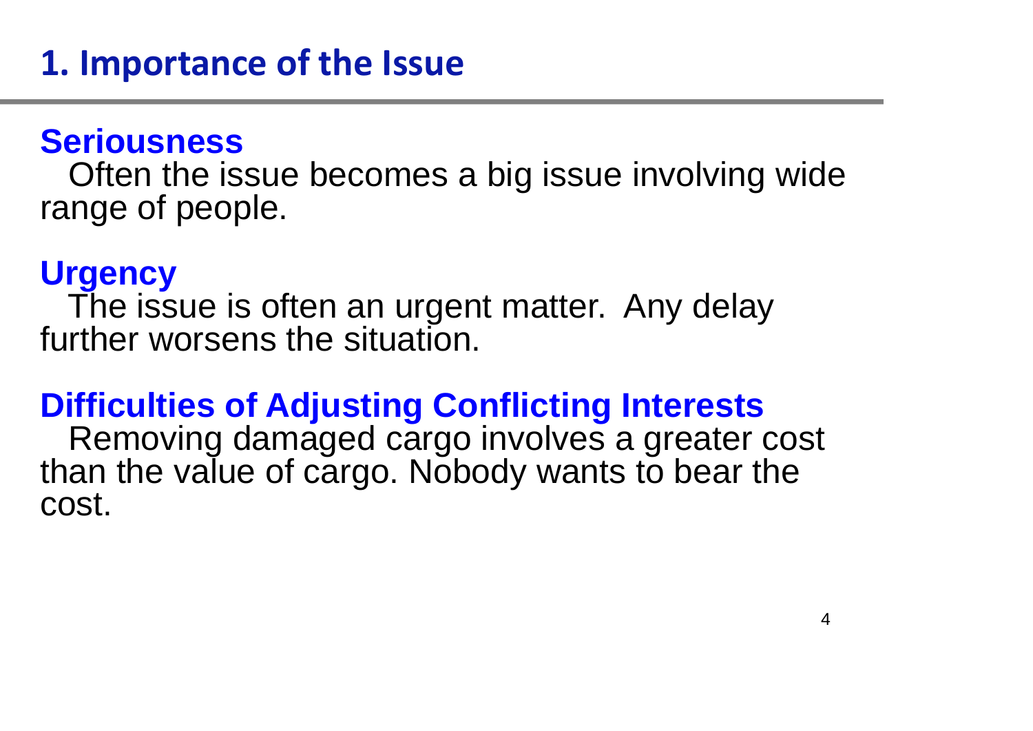# 1. Importance of the Issue

**Seriousness**

Often the issue becomes a big issue involving wide range of people.

**Urgency**

The issue is often an urgent matter. Any delay further worsens the situation.

**Difficulties of Adjusting Conflicting Interests**

Removing damaged cargo involves a greater cost than the value of cargo. Nobody wants to bear the cost.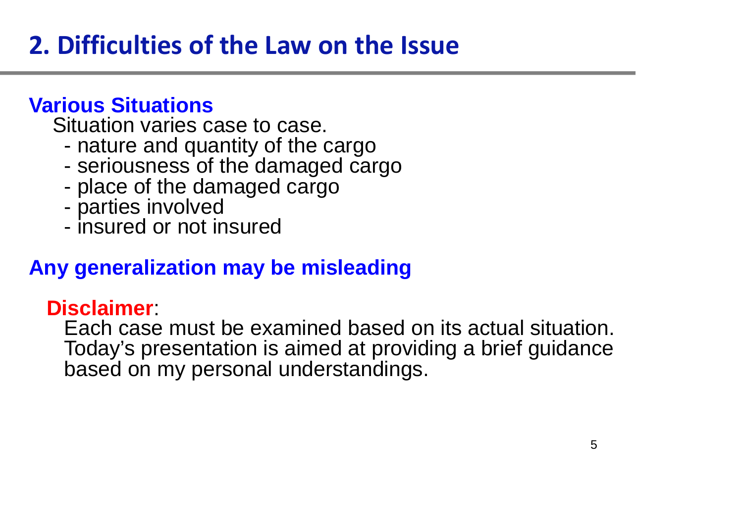## 2. Difficulties of the Law on the Issue

**Various Situations**

Situation varies case to case.

- nature and quantity of the cargo
- seriousness of the damaged cargo
- place of the damaged cargo
- parties involved
- insured or not insured

**Any generalization may be misleading**

**Disclaimer**:

Each case must be examined based on its actual situation. Today's presentation is aimed at providing a brief guidance based on my personal understandings.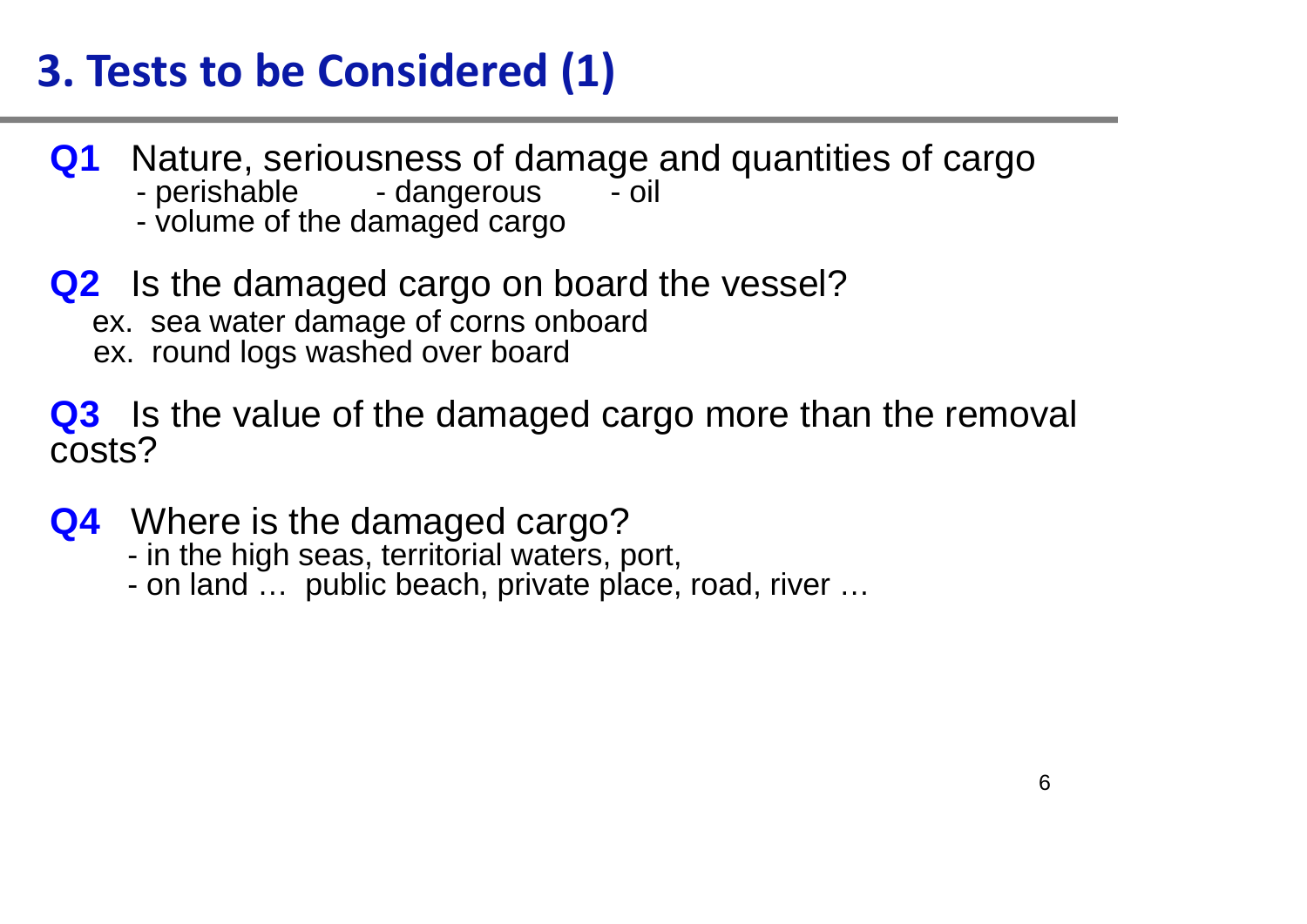# 3. Tests to be Considered (1)

**Q1** Nature, seriousness of damage and quantities of cargo

- perishable
- dangerous
- oil
- volume of the damaged cargo

**Q2** Is the damaged cargo on board the vessel?

ex. sea water damage of corns onboard

ex. round logs washed over board

**Q3** Is the value of the damaged cargo more than the removal costs?

**Q4** Where is the damaged cargo?

- in the high seas, territorial waters, port,
- on land … public beach, private place, road, river …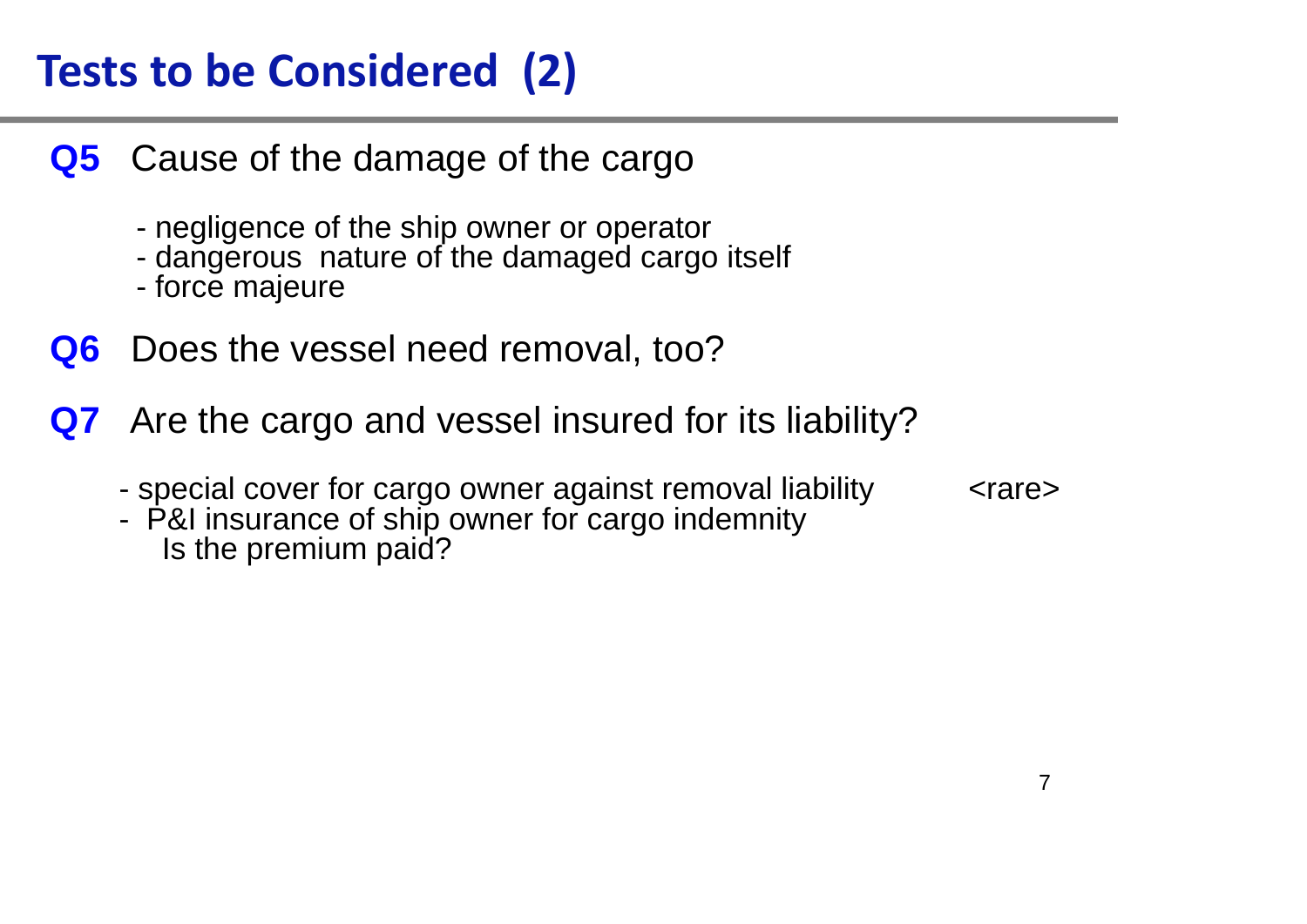# Tests to be Considered (2)

**Q5** Cause of the damage of the cargo

- negligence of the ship owner or operator
- dangerous nature of the damaged cargo itself
- force majeure

**Q6** Does the vessel need removal, too?

**Q7** Are the cargo and vessel insured for its liability?

- special cover for cargo owner against removal liability <rare>
- P&I insurance of ship owner for cargo indemnity
  Is the premium paid?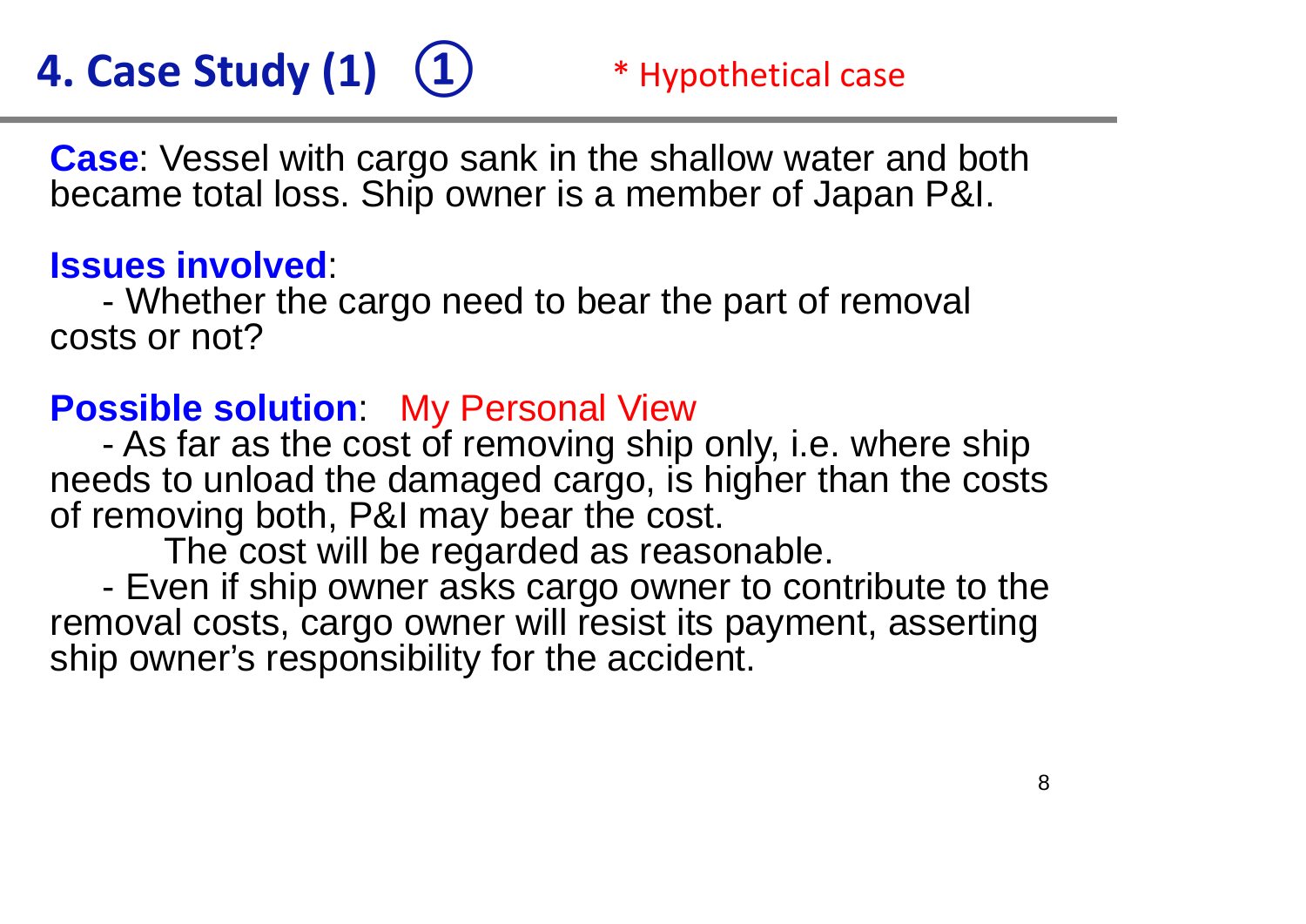# 4. Case Study (1) ①

\* Hypothetical case

**Case**: Vessel with cargo sank in the shallow water and both became total loss. Ship owner is a member of Japan P&I.

**Issues involved**:

- Whether the cargo need to bear the part of removal costs or not?

**Possible solution**: My Personal View

- As far as the cost of removing ship only, i.e. where ship needs to unload the damaged cargo, is higher than the costs of removing both, P&I may bear the cost.

  The cost will be regarded as reasonable.

- Even if ship owner asks cargo owner to contribute to the removal costs, cargo owner will resist its payment, asserting ship owner's responsibility for the accident.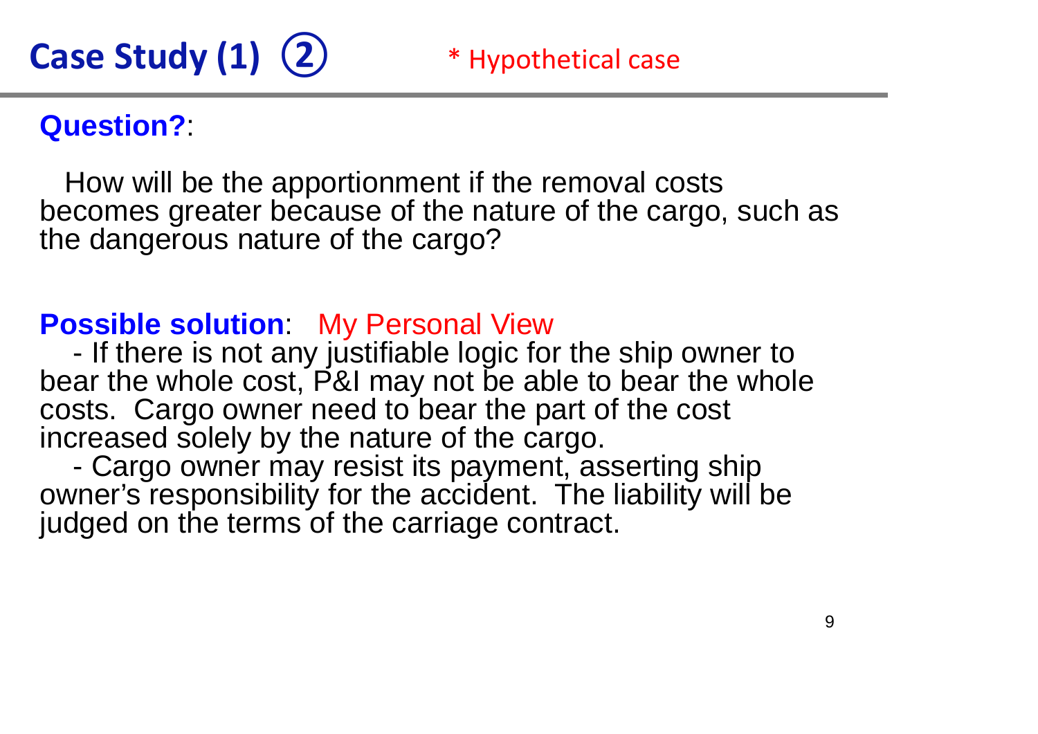# Case Study (1) ② * Hypothetical case

**Question?**:

How will be the apportionment if the removal costs becomes greater because of the nature of the cargo, such as the dangerous nature of the cargo?

**Possible solution**: My Personal View

- If there is not any justifiable logic for the ship owner to bear the whole cost, P&I may not be able to bear the whole costs. Cargo owner need to bear the part of the cost increased solely by the nature of the cargo.
- Cargo owner may resist its payment, asserting ship owner's responsibility for the accident. The liability will be judged on the terms of the carriage contract.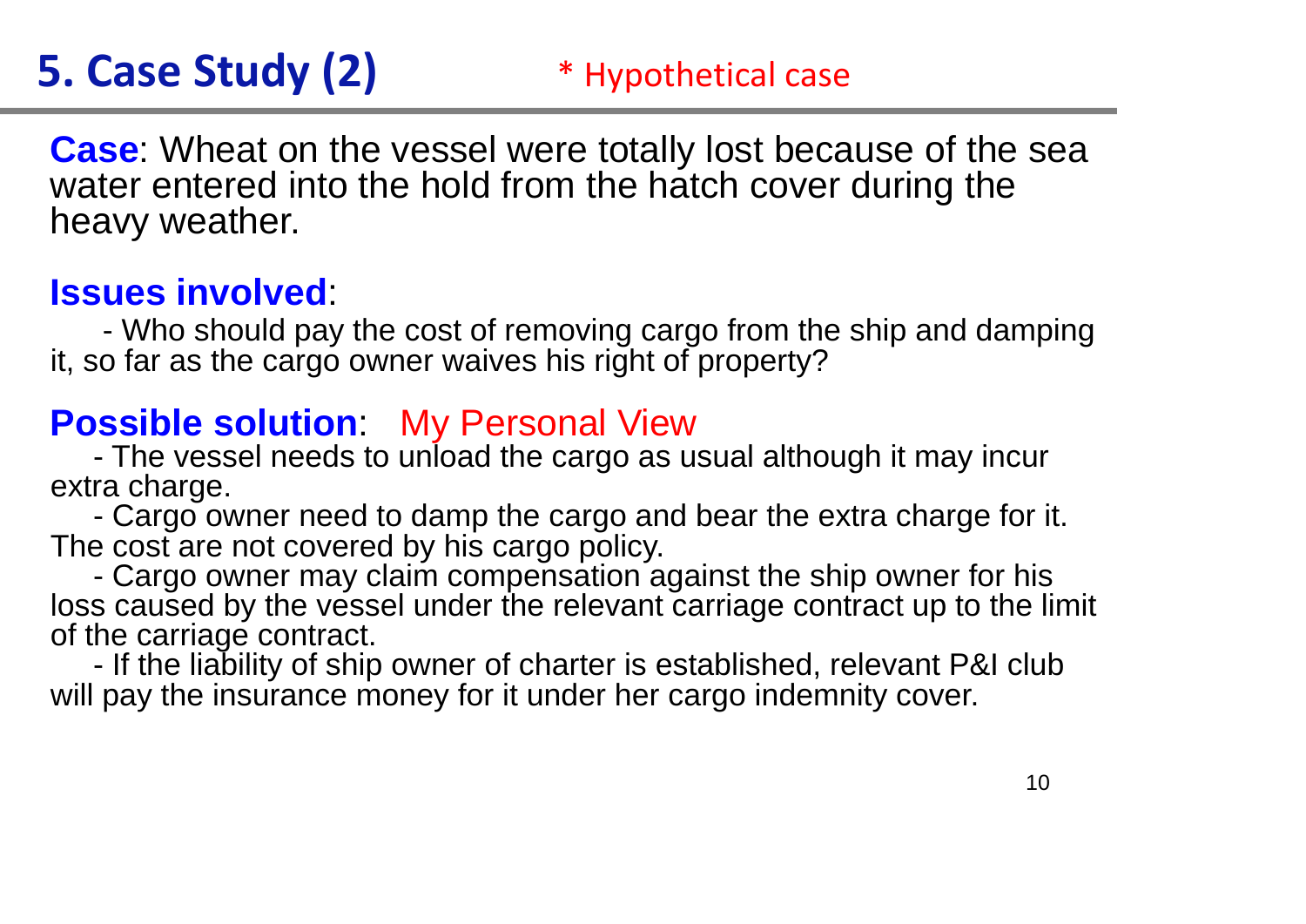# 5. Case Study (2)

* Hypothetical case

**Case**: Wheat on the vessel were totally lost because of the sea water entered into the hold from the hatch cover during the heavy weather.

**Issues involved**:

- Who should pay the cost of removing cargo from the ship and damping it, so far as the cargo owner waives his right of property?

**Possible solution**: My Personal View

- The vessel needs to unload the cargo as usual although it may incur extra charge.
- Cargo owner need to damp the cargo and bear the extra charge for it. The cost are not covered by his cargo policy.
- Cargo owner may claim compensation against the ship owner for his loss caused by the vessel under the relevant carriage contract up to the limit of the carriage contract.
- If the liability of ship owner of charter is established, relevant P&I club will pay the insurance money for it under her cargo indemnity cover.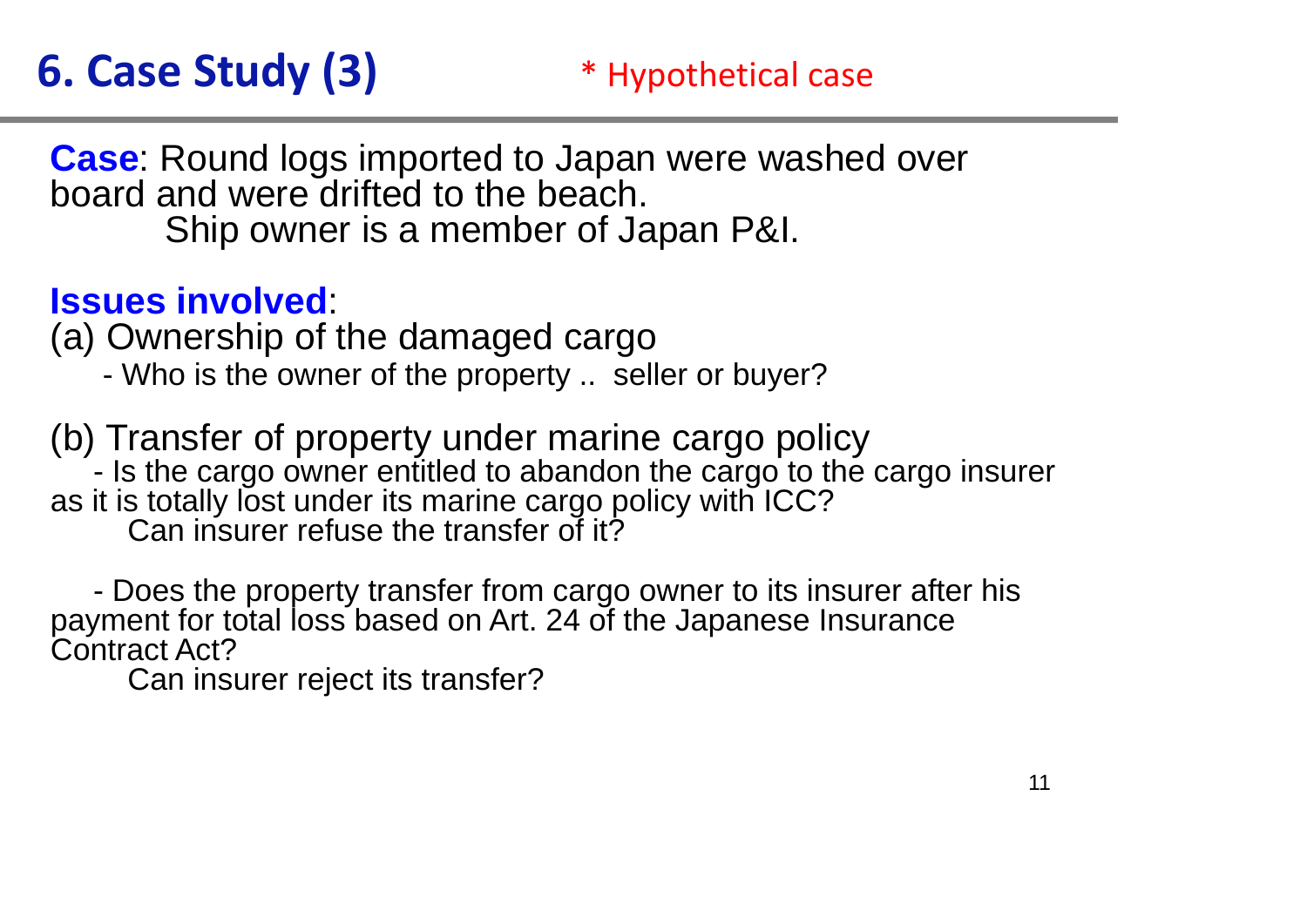# 6. Case Study (3)

\* Hypothetical case

**Case**: Round logs imported to Japan were washed over board and were drifted to the beach.
Ship owner is a member of Japan P&I.

**Issues involved**:

(a) Ownership of the damaged cargo

- Who is the owner of the property .. seller or buyer?

(b) Transfer of property under marine cargo policy

- Is the cargo owner entitled to abandon the cargo to the cargo insurer as it is totally lost under its marine cargo policy with ICC?
  Can insurer refuse the transfer of it?

- Does the property transfer from cargo owner to its insurer after his payment for total loss based on Art. 24 of the Japanese Insurance Contract Act?
  Can insurer reject its transfer?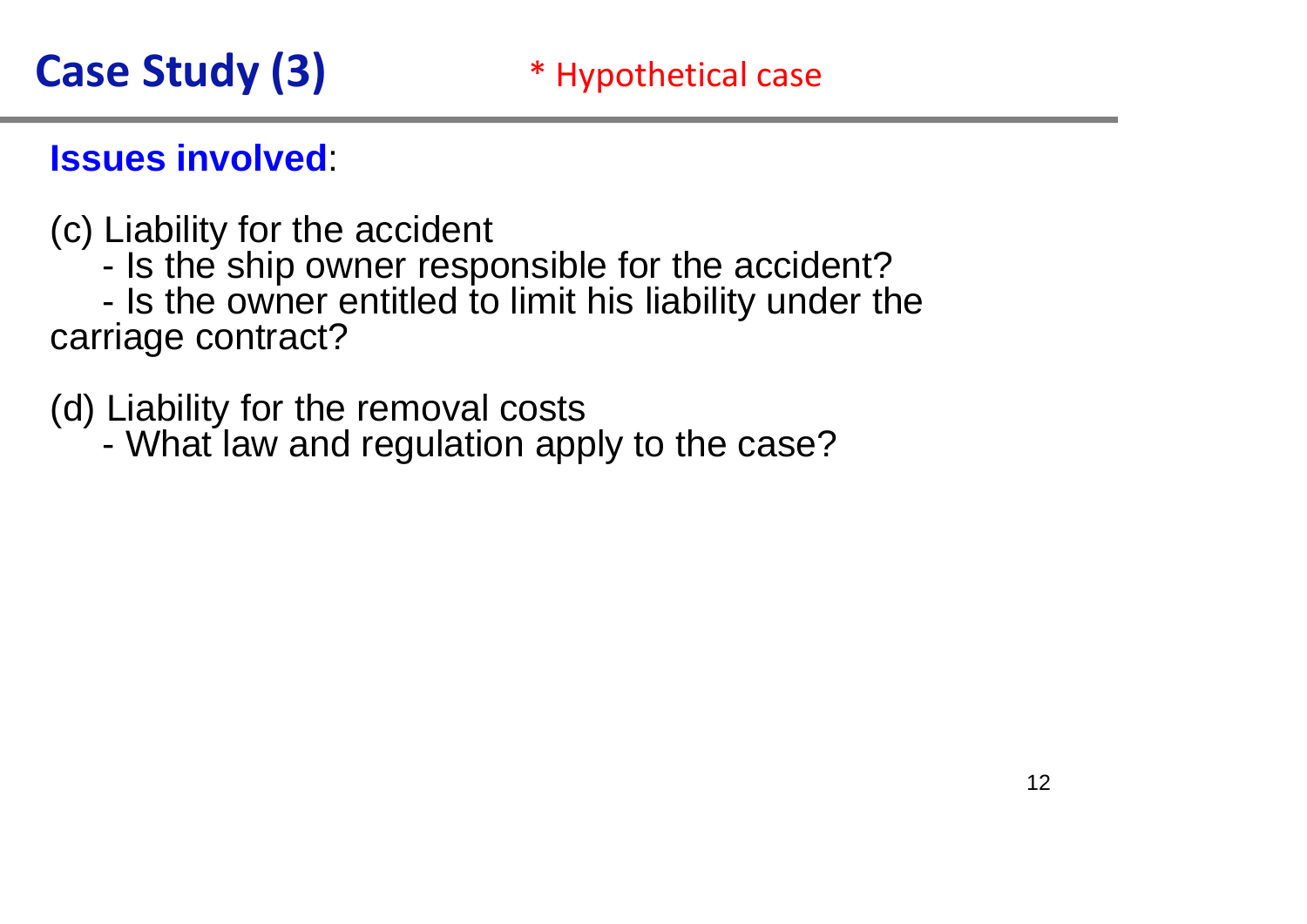# Case Study (3)

\* Hypothetical case

**Issues involved**:

(c) Liability for the accident
- Is the ship owner responsible for the accident?
- Is the owner entitled to limit his liability under the carriage contract?

(d) Liability for the removal costs
- What law and regulation apply to the case?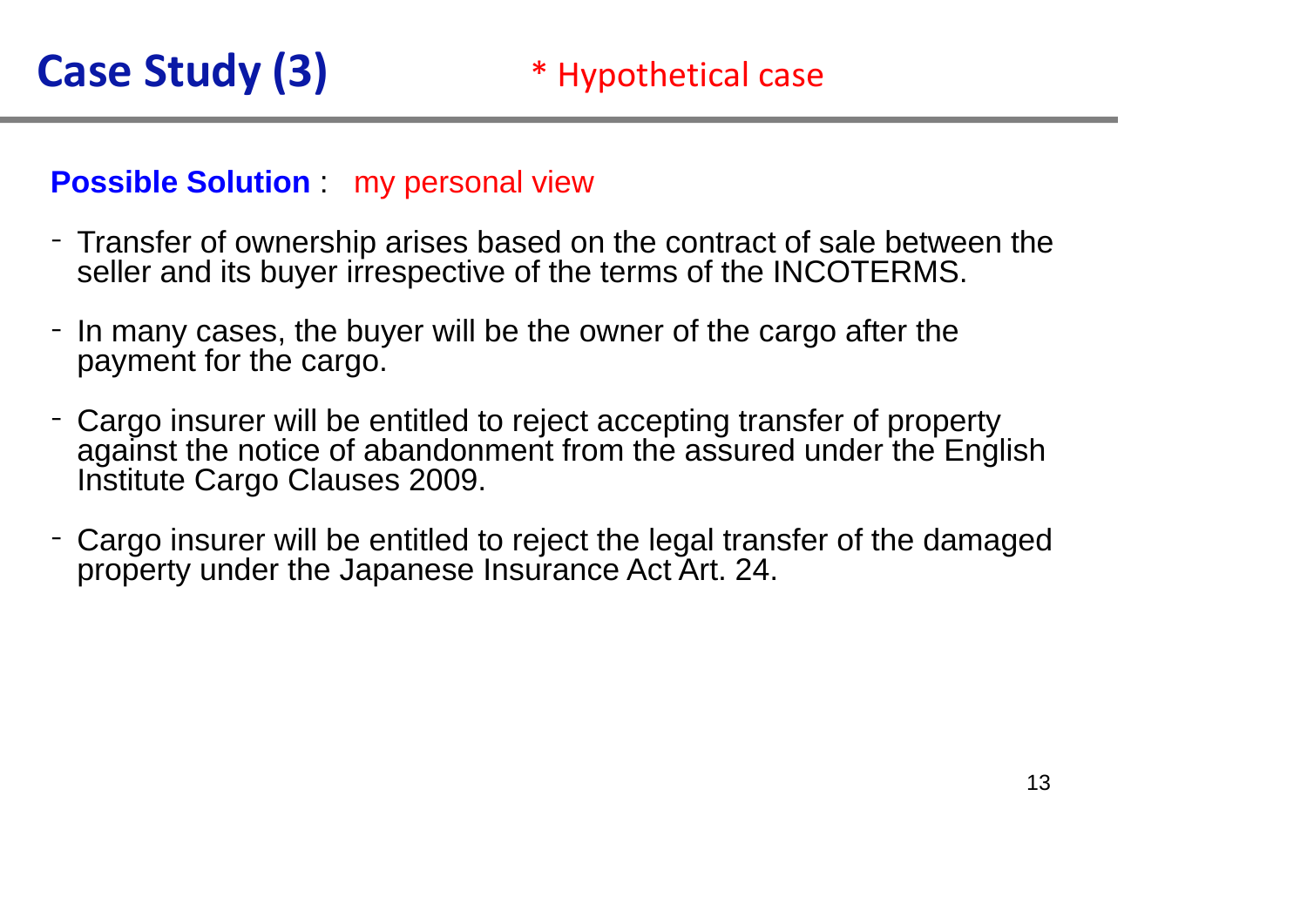# Case Study (3) * Hypothetical case

**Possible Solution** : my personal view

- Transfer of ownership arises based on the contract of sale between the seller and its buyer irrespective of the terms of the INCOTERMS.
- In many cases, the buyer will be the owner of the cargo after the payment for the cargo.
- Cargo insurer will be entitled to reject accepting transfer of property against the notice of abandonment from the assured under the English Institute Cargo Clauses 2009.
- Cargo insurer will be entitled to reject the legal transfer of the damaged property under the Japanese Insurance Act Art. 24.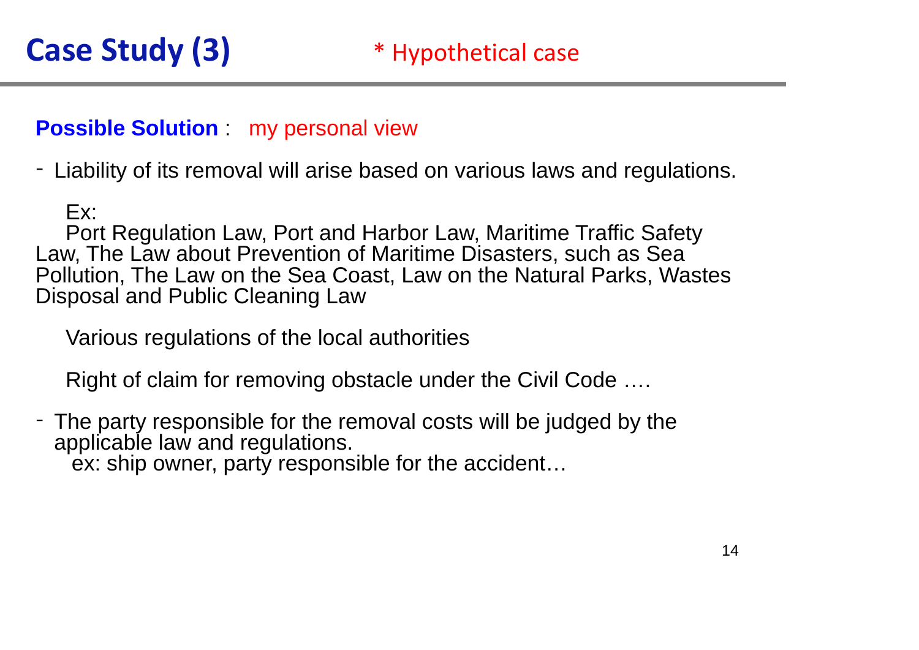# Case Study (3)

\* Hypothetical case

**Possible Solution** : my personal view

- Liability of its removal will arise based on various laws and regulations.

  Ex:

  Port Regulation Law, Port and Harbor Law, Maritime Traffic Safety Law, The Law about Prevention of Maritime Disasters, such as Sea Pollution, The Law on the Sea Coast, Law on the Natural Parks, Wastes Disposal and Public Cleaning Law

  Various regulations of the local authorities

  Right of claim for removing obstacle under the Civil Code ….

- The party responsible for the removal costs will be judged by the applicable law and regulations.

  ex: ship owner, party responsible for the accident…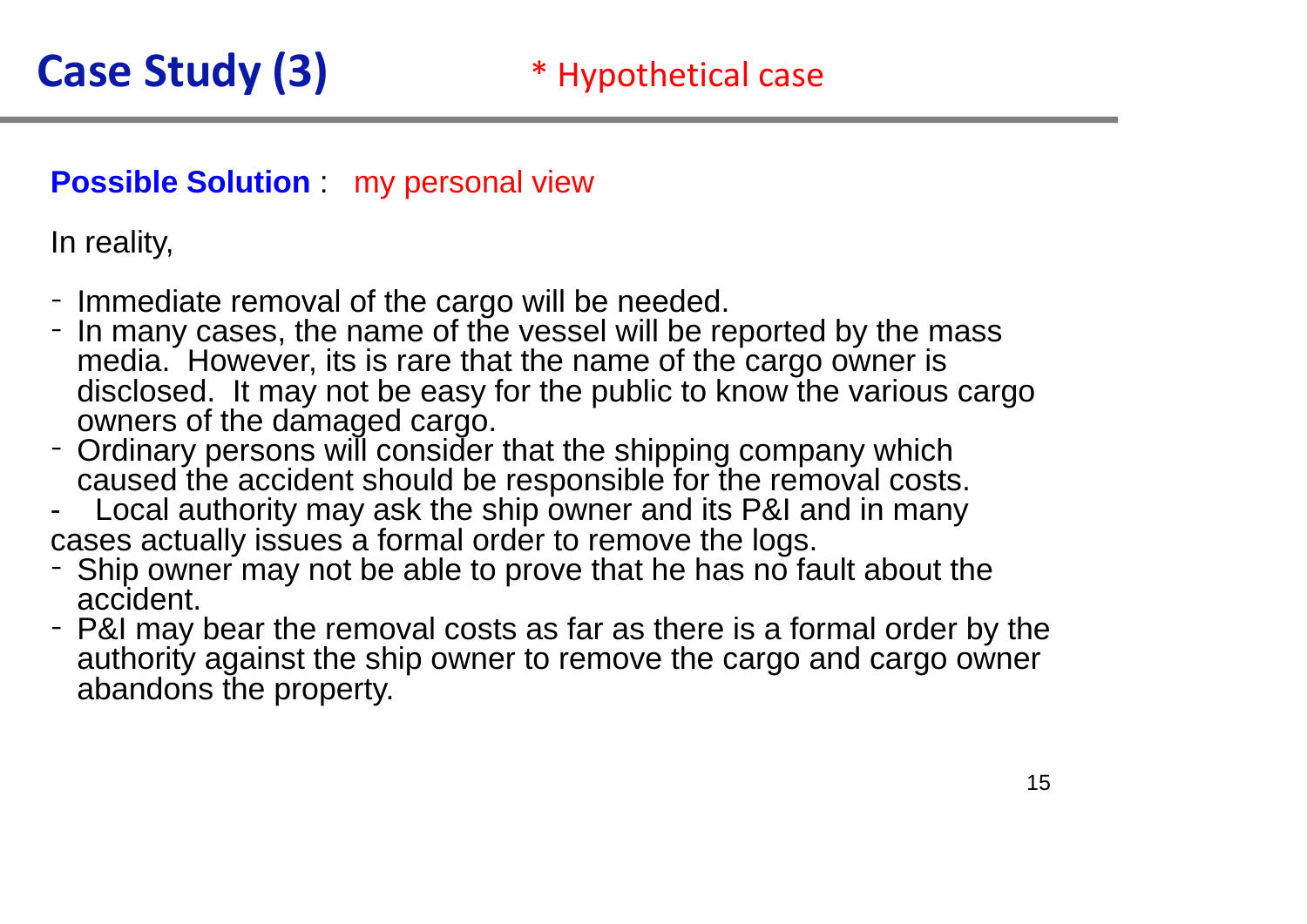# Case Study (3)

\* Hypothetical case

**Possible Solution** : my personal view

In reality,

- Immediate removal of the cargo will be needed.
- In many cases, the name of the vessel will be reported by the mass media. However, its is rare that the name of the cargo owner is disclosed. It may not be easy for the public to know the various cargo owners of the damaged cargo.
- Ordinary persons will consider that the shipping company which caused the accident should be responsible for the removal costs.
- Local authority may ask the ship owner and its P&I and in many cases actually issues a formal order to remove the logs.
- Ship owner may not be able to prove that he has no fault about the accident.
- P&I may bear the removal costs as far as there is a formal order by the authority against the ship owner to remove the cargo and cargo owner abandons the property.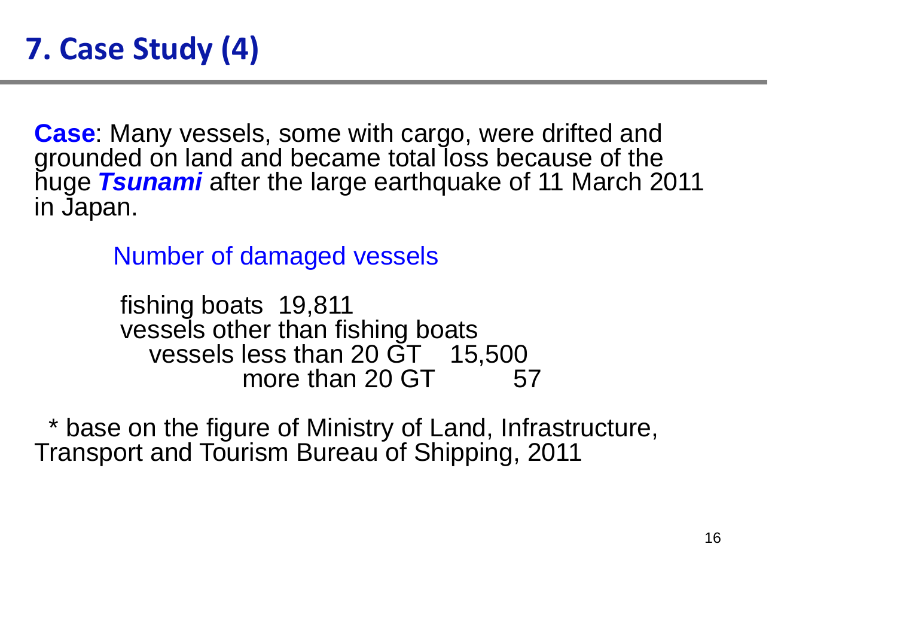# 7. Case Study (4)

**Case**: Many vessels, some with cargo, were drifted and grounded on land and became total loss because of the huge ***Tsunami*** after the large earthquake of 11 March 2011 in Japan.

Number of damaged vessels

| | | |
|---|---|---|
| fishing boats | | 19,811 |
| vessels other than fishing boats | | |
| | vessels less than 20 GT | 15,500 |
| | more than 20 GT | 57 |

\* base on the figure of Ministry of Land, Infrastructure, Transport and Tourism Bureau of Shipping, 2011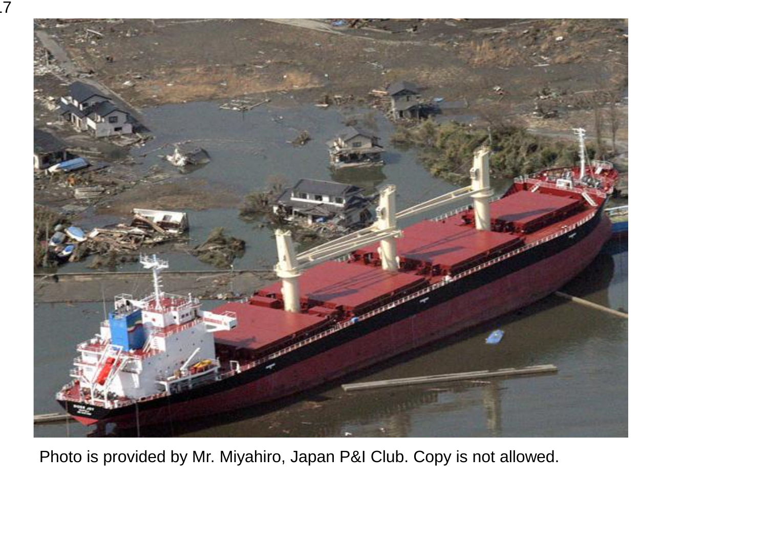Photo is provided by Mr. Miyahiro, Japan P&I Club. Copy is not allowed.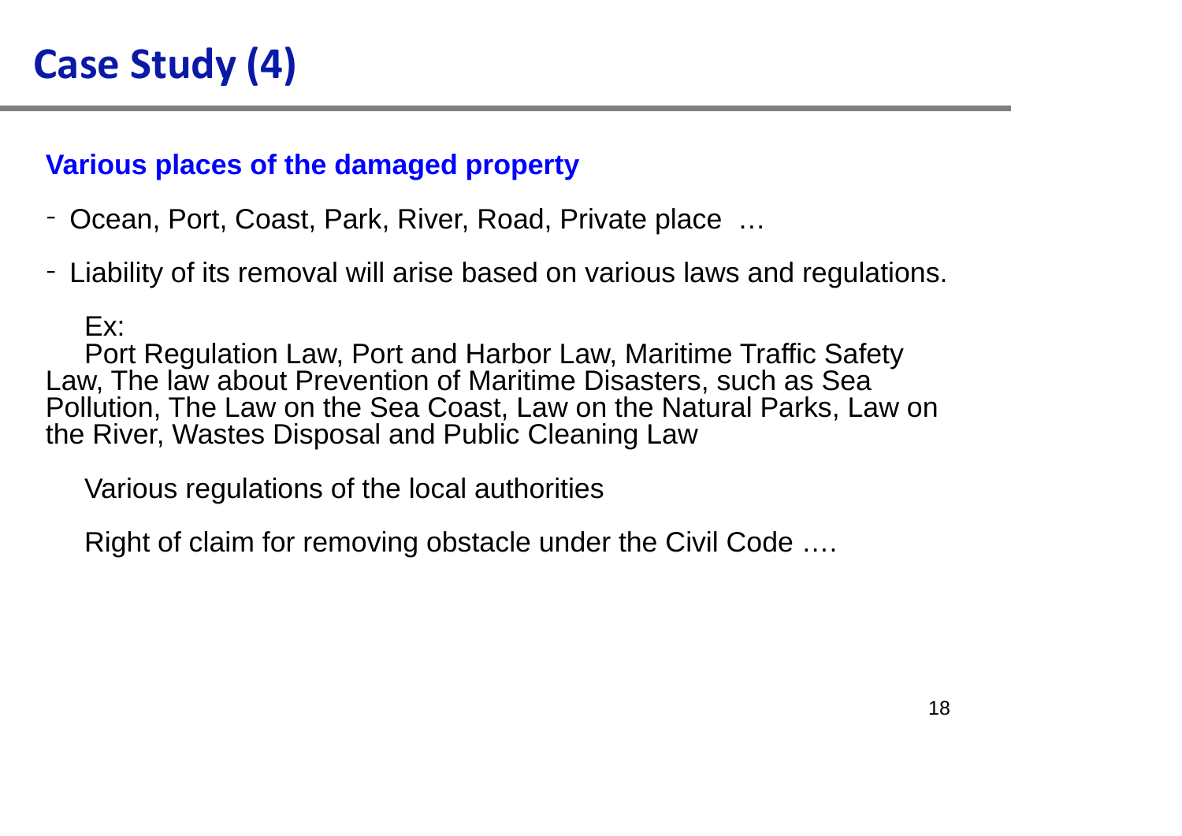# Case Study (4)

**Various places of the damaged property**

- Ocean, Port, Coast, Park, River, Road, Private place …
- Liability of its removal will arise based on various laws and regulations.

Ex:

Port Regulation Law, Port and Harbor Law, Maritime Traffic Safety Law, The law about Prevention of Maritime Disasters, such as Sea Pollution, The Law on the Sea Coast, Law on the Natural Parks, Law on the River, Wastes Disposal and Public Cleaning Law

Various regulations of the local authorities

Right of claim for removing obstacle under the Civil Code ….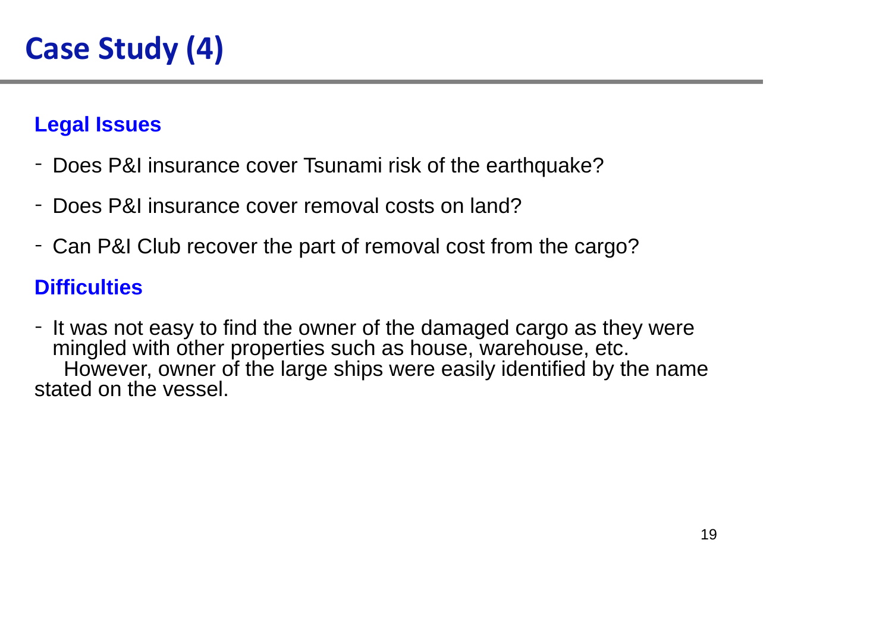# Case Study (4)

## Legal Issues

- Does P&I insurance cover Tsunami risk of the earthquake?
- Does P&I insurance cover removal costs on land?
- Can P&I Club recover the part of removal cost from the cargo?

## Difficulties

- It was not easy to find the owner of the damaged cargo as they were mingled with other properties such as house, warehouse, etc.
  However, owner of the large ships were easily identified by the name stated on the vessel.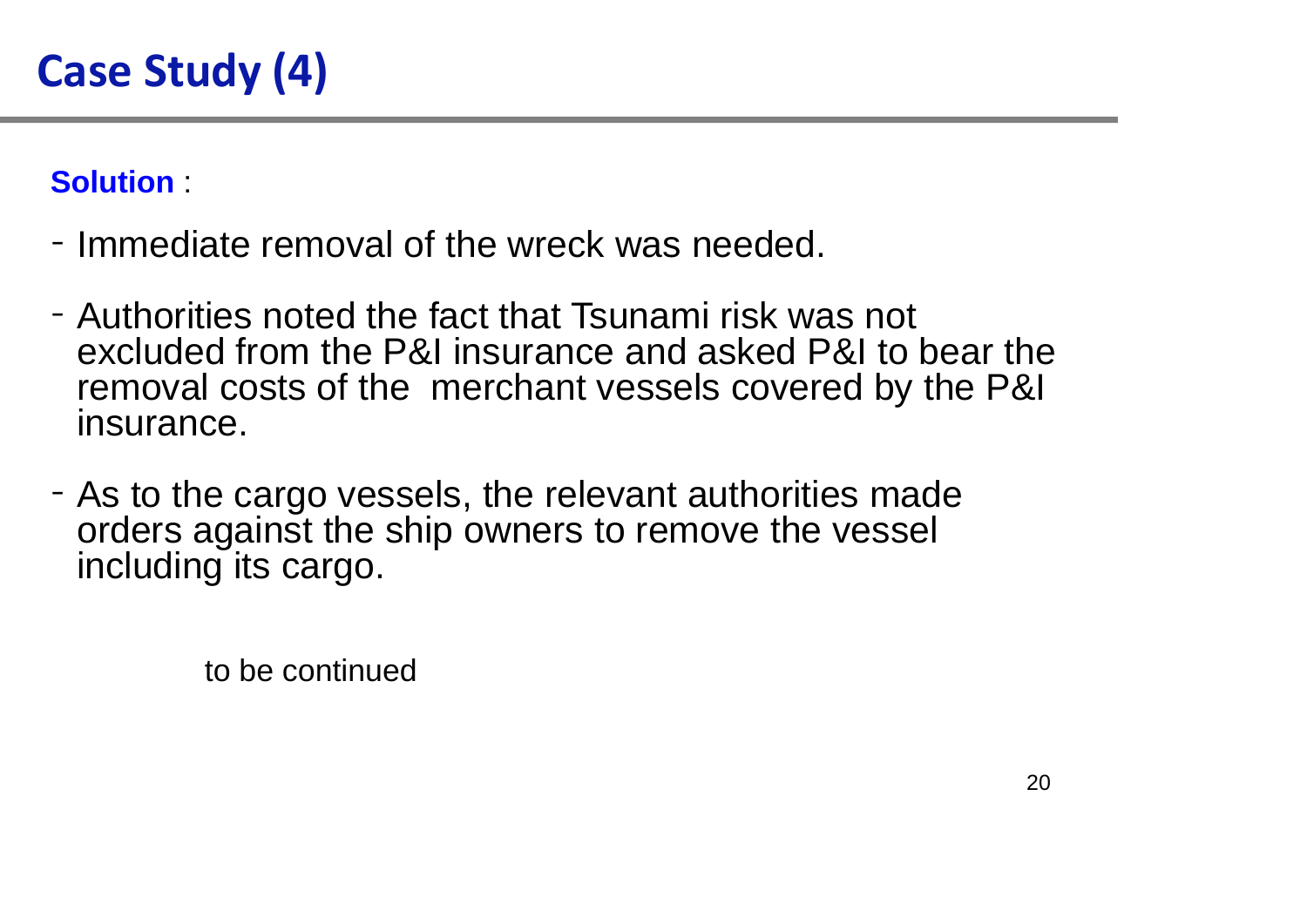# Case Study (4)

**Solution** :

- Immediate removal of the wreck was needed.
- Authorities noted the fact that Tsunami risk was not excluded from the P&I insurance and asked P&I to bear the removal costs of the merchant vessels covered by the P&I insurance.
- As to the cargo vessels, the relevant authorities made orders against the ship owners to remove the vessel including its cargo.

to be continued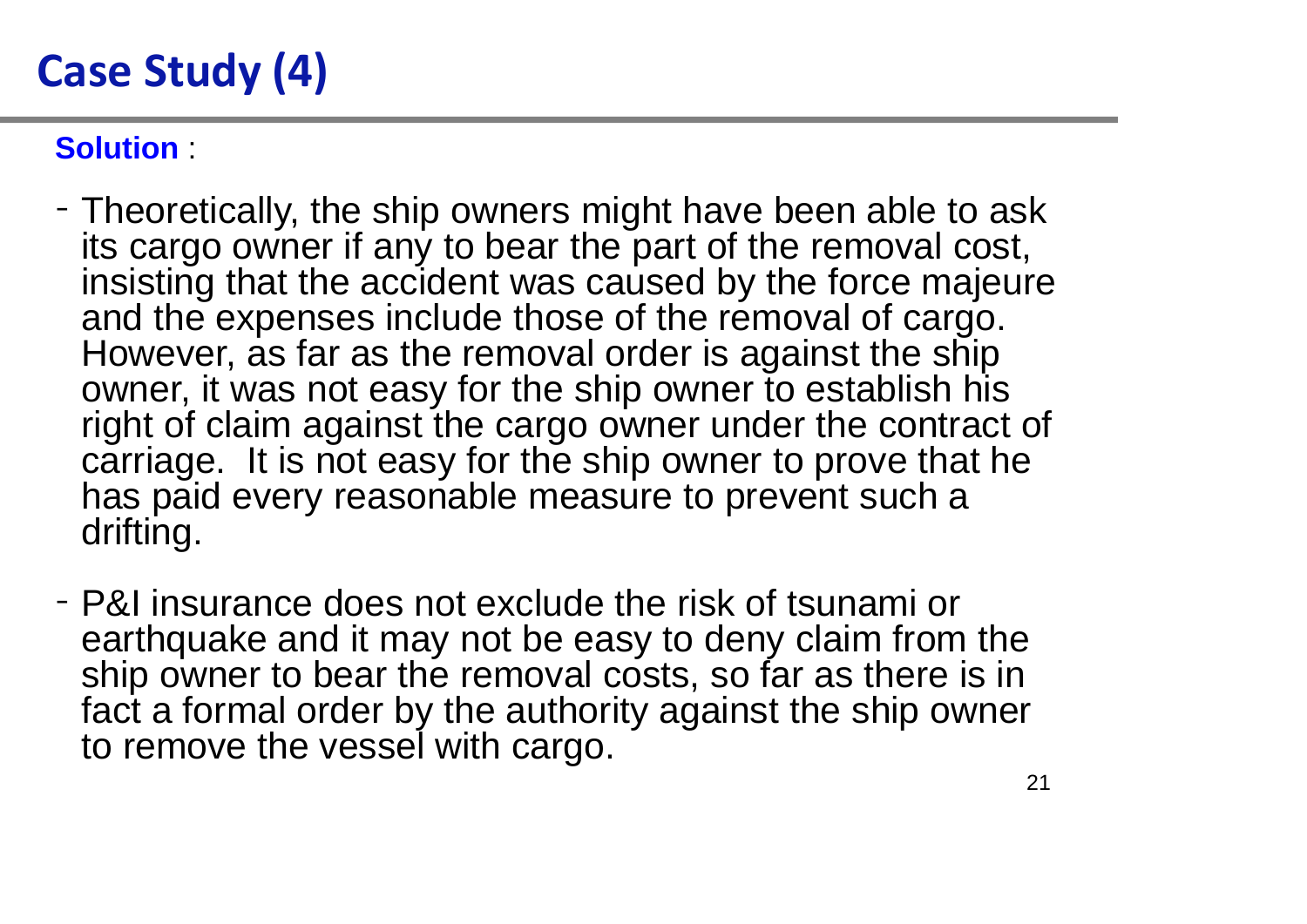# Case Study (4)

**Solution** :

- Theoretically, the ship owners might have been able to ask its cargo owner if any to bear the part of the removal cost, insisting that the accident was caused by the force majeure and the expenses include those of the removal of cargo. However, as far as the removal order is against the ship owner, it was not easy for the ship owner to establish his right of claim against the cargo owner under the contract of carriage. It is not easy for the ship owner to prove that he has paid every reasonable measure to prevent such a drifting.

- P&I insurance does not exclude the risk of tsunami or earthquake and it may not be easy to deny claim from the ship owner to bear the removal costs, so far as there is in fact a formal order by the authority against the ship owner to remove the vessel with cargo.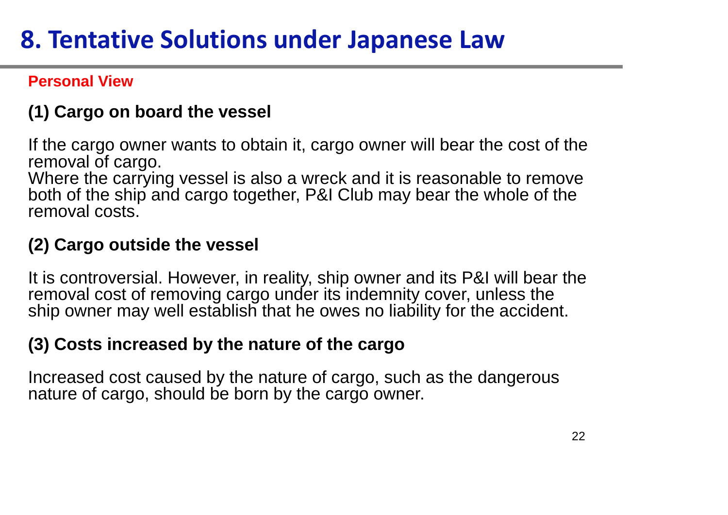# 8. Tentative Solutions under Japanese Law

**Personal View**

### (1) Cargo on board the vessel

If the cargo owner wants to obtain it, cargo owner will bear the cost of the removal of cargo.
Where the carrying vessel is also a wreck and it is reasonable to remove both of the ship and cargo together, P&I Club may bear the whole of the removal costs.

### (2) Cargo outside the vessel

It is controversial. However, in reality, ship owner and its P&I will bear the removal cost of removing cargo under its indemnity cover, unless the ship owner may well establish that he owes no liability for the accident.

### (3) Costs increased by the nature of the cargo

Increased cost caused by the nature of cargo, such as the dangerous nature of cargo, should be born by the cargo owner.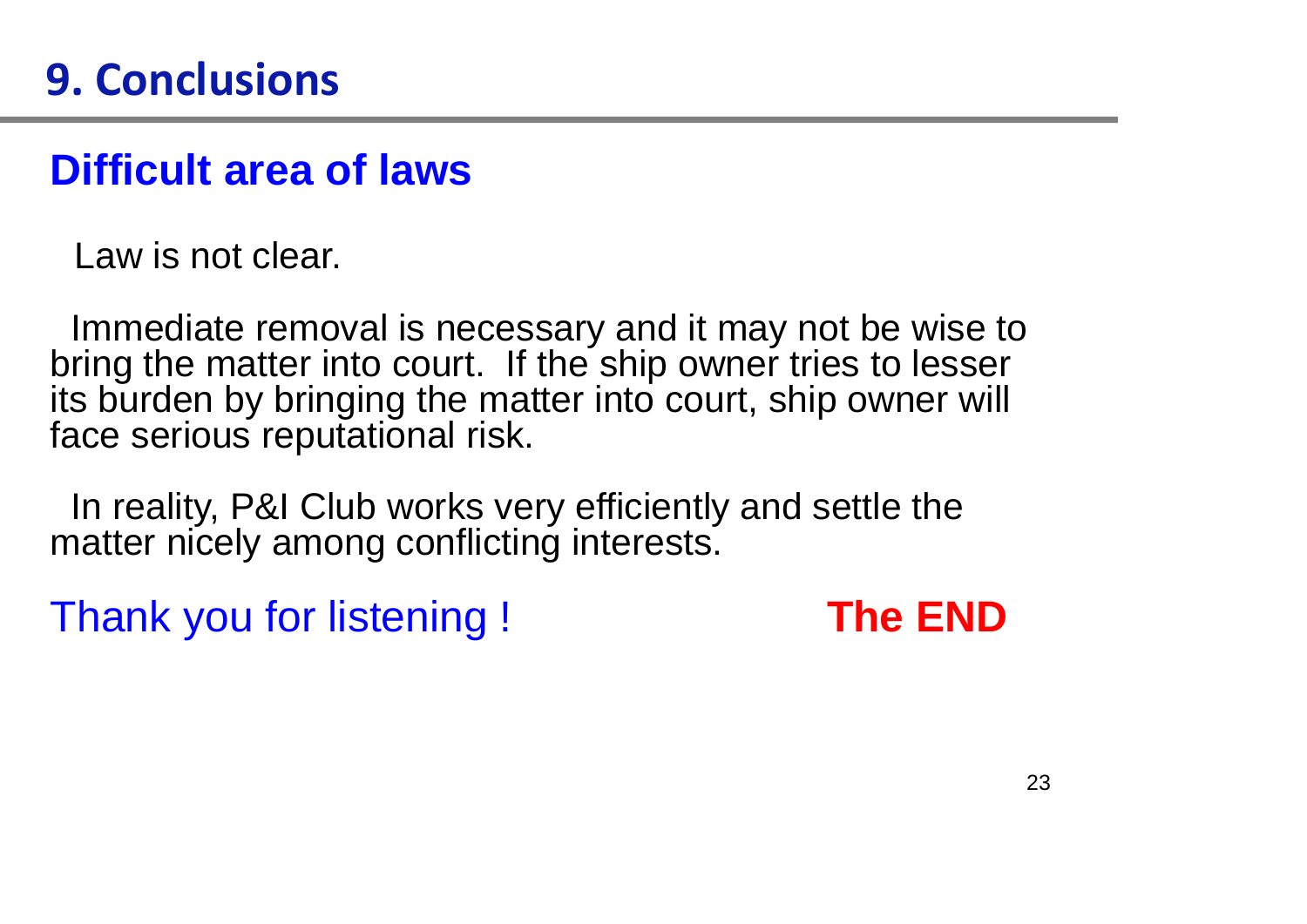# 9. Conclusions

## Difficult area of laws

Law is not clear.

Immediate removal is necessary and it may not be wise to bring the matter into court. If the ship owner tries to lesser its burden by bringing the matter into court, ship owner will face serious reputational risk.

In reality, P&I Club works very efficiently and settle the matter nicely among conflicting interests.

Thank you for listening !

**The END**